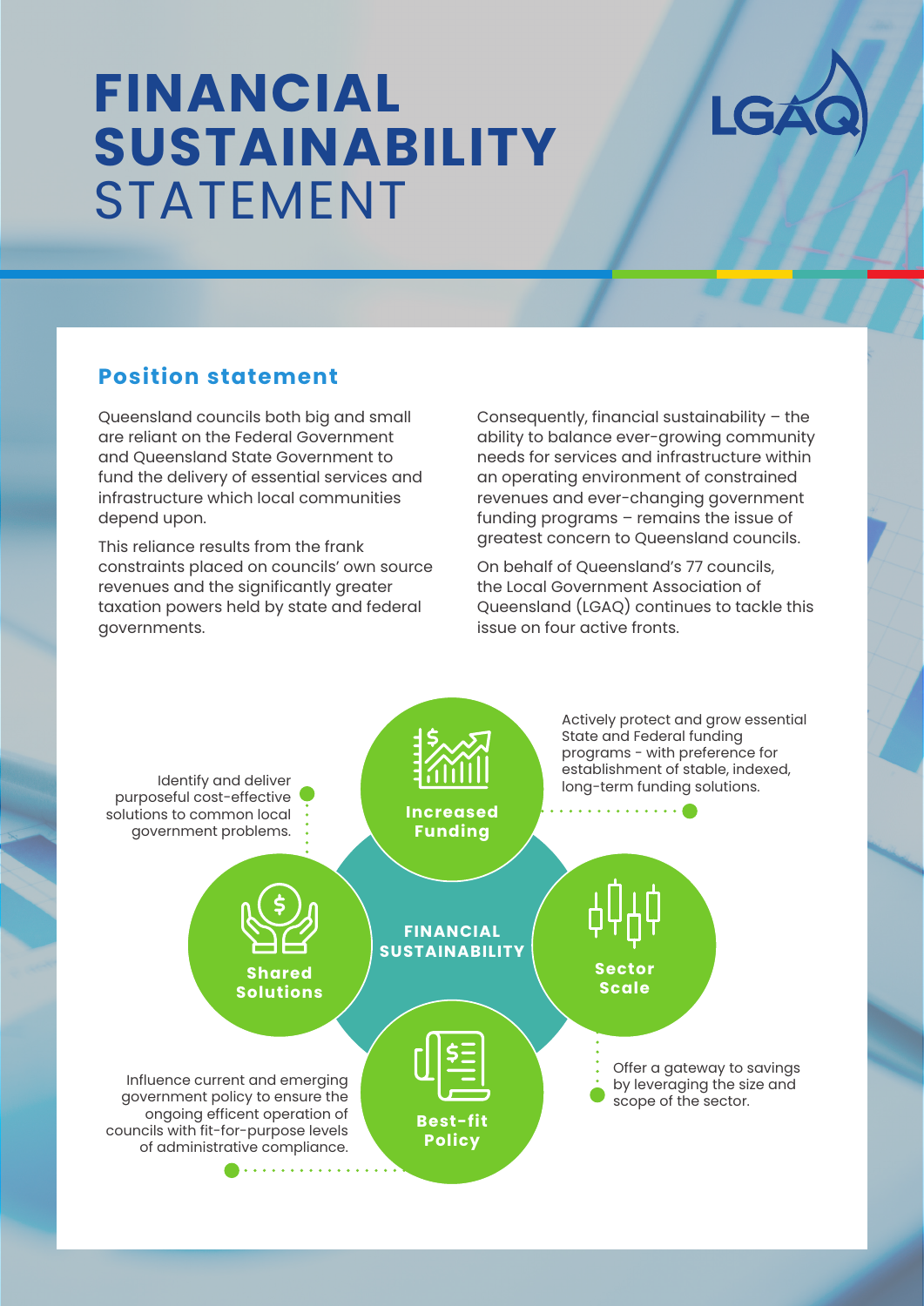# FINANCIAL SUSTAINABILITY STATEMENT

LGAQ

## Position statement

Queensland councils both big and small are reliant on the Federal Government and Queensland State Government to fund the delivery of essential services and infrastructure which local communities depend upon.

This reliance results from the frank constraints placed on councils' own source revenues and the significantly greater taxation powers held by state and federal governments.

Consequently, financial sustainability – the ability to balance ever-growing community needs for services and infrastructure within an operating environment of constrained revenues and ever-changing government funding programs – remains the issue of greatest concern to Queensland councils.

On behalf of Queensland's 77 councils, the Local Government Association of Queensland (LGAQ) continues to tackle this issue on four active fronts.

**FINANCIAL SUSTAINABILITY**

- **Increased Funding**: Actively protect and grow essential State and Federal funding programs - with preference for establishment of stable, indexed, long-term funding solutions.
- **Sector Scale**: Offer a gateway to savings by leveraging the size and scope of the sector.
- **Best-fit Policy**: Influence current and emerging government policy to ensure the ongoing efficent operation of councils with fit-for-purpose levels of administrative compliance.
- **Shared Solutions**: Identify and deliver purposeful cost-effective solutions to common local government problems.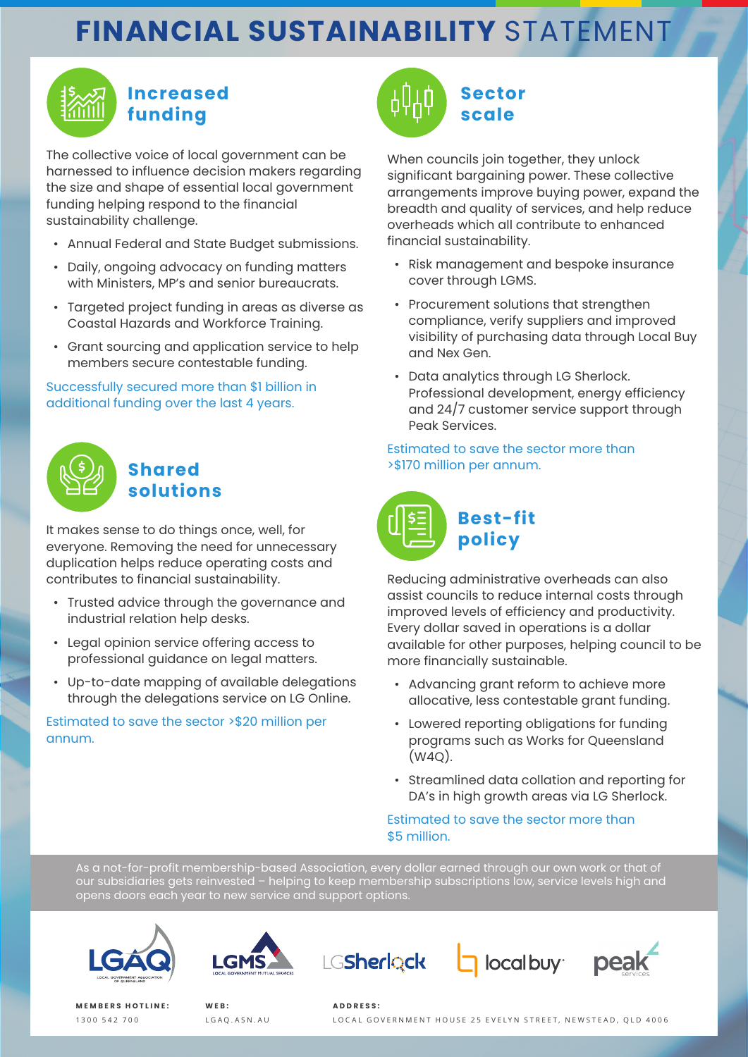# FINANCIAL SUSTAINABILITY STATEMENT

## Increased funding

The collective voice of local government can be harnessed to influence decision makers regarding the size and shape of essential local government funding helping respond to the financial sustainability challenge.

- Annual Federal and State Budget submissions.
- Daily, ongoing advocacy on funding matters with Ministers, MP's and senior bureaucrats.
- Targeted project funding in areas as diverse as Coastal Hazards and Workforce Training.
- Grant sourcing and application service to help members secure contestable funding.

Successfully secured more than $1 billion in additional funding over the last 4 years.

## Shared solutions

It makes sense to do things once, well, for everyone. Removing the need for unnecessary duplication helps reduce operating costs and contributes to financial sustainability.

- Trusted advice through the governance and industrial relation help desks.
- Legal opinion service offering access to professional guidance on legal matters.
- Up-to-date mapping of available delegations through the delegations service on LG Online.

Estimated to save the sector >$20 million per annum.

## Sector scale

When councils join together, they unlock significant bargaining power. These collective arrangements improve buying power, expand the breadth and quality of services, and help reduce overheads which all contribute to enhanced financial sustainability.

- Risk management and bespoke insurance cover through LGMS.
- Procurement solutions that strengthen compliance, verify suppliers and improved visibility of purchasing data through Local Buy and Nex Gen.
- Data analytics through LG Sherlock. Professional development, energy efficiency and 24/7 customer service support through Peak Services.

Estimated to save the sector more than >$170 million per annum.

## Best-fit policy

Reducing administrative overheads can also assist councils to reduce internal costs through improved levels of efficiency and productivity. Every dollar saved in operations is a dollar available for other purposes, helping council to be more financially sustainable.

- Advancing grant reform to achieve more allocative, less contestable grant funding.
- Lowered reporting obligations for funding programs such as Works for Queensland (W4Q).
- Streamlined data collation and reporting for DA's in high growth areas via LG Sherlock.

Estimated to save the sector more than $5 million.

As a not-for-profit membership-based Association, every dollar earned through our own work or that of our subsidiaries gets reinvested – helping to keep membership subscriptions low, service levels high and opens doors each year to new service and support options.

LGAQ LGMS LGSherlock local buy peak services

**MEMBERS HOTLINE:** 1300 542 700

**WEB:** LGAQ.ASN.AU

**ADDRESS:** LOCAL GOVERNMENT HOUSE 25 EVELYN STREET, NEWSTEAD, QLD 4006